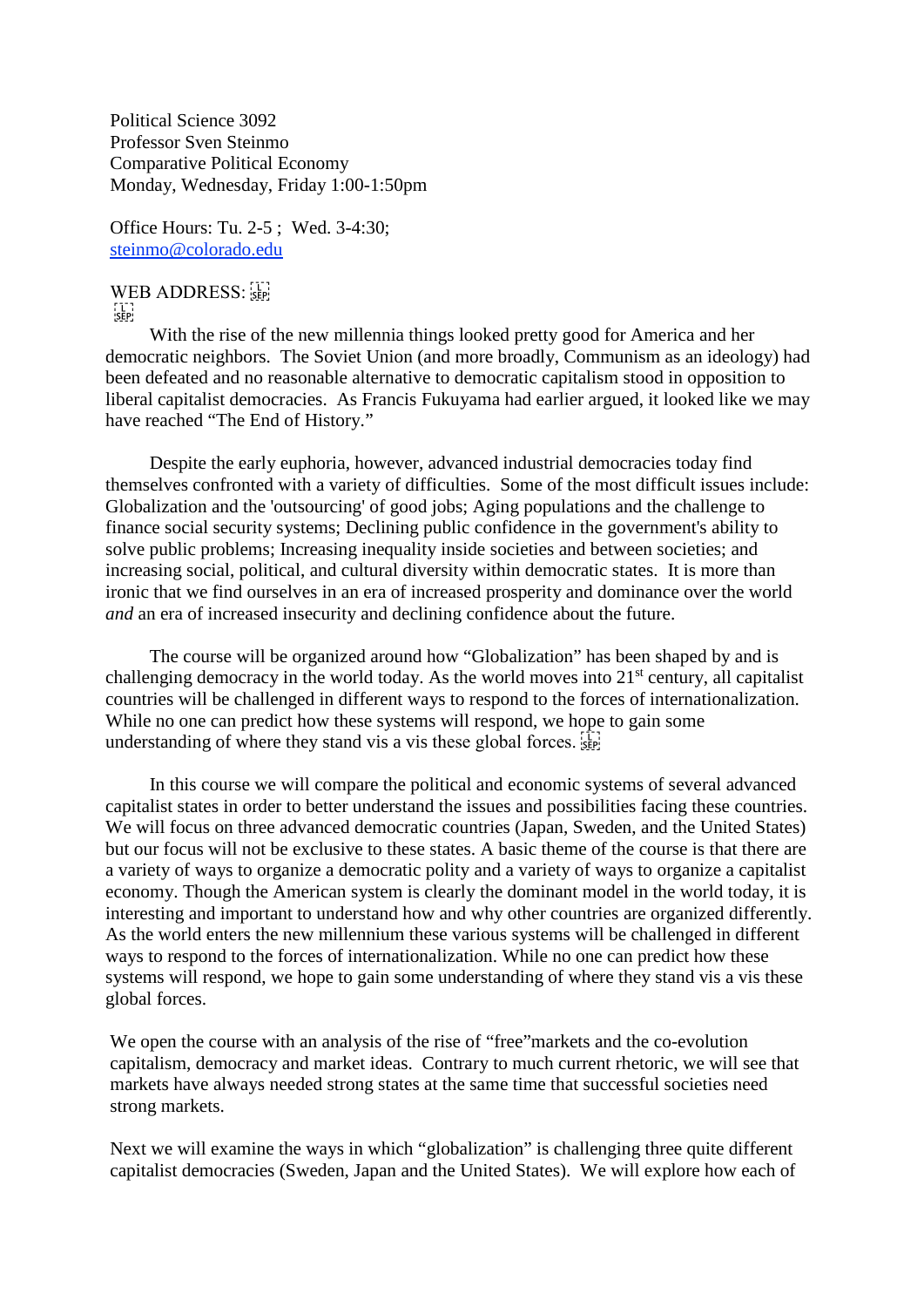Political Science 3092
Professor Sven Steinmo
Comparative Political Economy
Monday, Wednesday, Friday 1:00-1:50pm

Office Hours: Tu. 2-5 ; Wed. 3-4:30;
steinmo@colorado.edu

WEB ADDRESS:

With the rise of the new millennia things looked pretty good for America and her democratic neighbors. The Soviet Union (and more broadly, Communism as an ideology) had been defeated and no reasonable alternative to democratic capitalism stood in opposition to liberal capitalist democracies. As Francis Fukuyama had earlier argued, it looked like we may have reached "The End of History."

Despite the early euphoria, however, advanced industrial democracies today find themselves confronted with a variety of difficulties. Some of the most difficult issues include: Globalization and the 'outsourcing' of good jobs; Aging populations and the challenge to finance social security systems; Declining public confidence in the government's ability to solve public problems; Increasing inequality inside societies and between societies; and increasing social, political, and cultural diversity within democratic states. It is more than ironic that we find ourselves in an era of increased prosperity and dominance over the world *and* an era of increased insecurity and declining confidence about the future.

The course will be organized around how "Globalization" has been shaped by and is challenging democracy in the world today. As the world moves into 21st century, all capitalist countries will be challenged in different ways to respond to the forces of internationalization. While no one can predict how these systems will respond, we hope to gain some understanding of where they stand vis a vis these global forces.

In this course we will compare the political and economic systems of several advanced capitalist states in order to better understand the issues and possibilities facing these countries. We will focus on three advanced democratic countries (Japan, Sweden, and the United States) but our focus will not be exclusive to these states. A basic theme of the course is that there are a variety of ways to organize a democratic polity and a variety of ways to organize a capitalist economy. Though the American system is clearly the dominant model in the world today, it is interesting and important to understand how and why other countries are organized differently. As the world enters the new millennium these various systems will be challenged in different ways to respond to the forces of internationalization. While no one can predict how these systems will respond, we hope to gain some understanding of where they stand vis a vis these global forces.

We open the course with an analysis of the rise of "free"markets and the co-evolution capitalism, democracy and market ideas. Contrary to much current rhetoric, we will see that markets have always needed strong states at the same time that successful societies need strong markets.

Next we will examine the ways in which "globalization" is challenging three quite different capitalist democracies (Sweden, Japan and the United States). We will explore how each of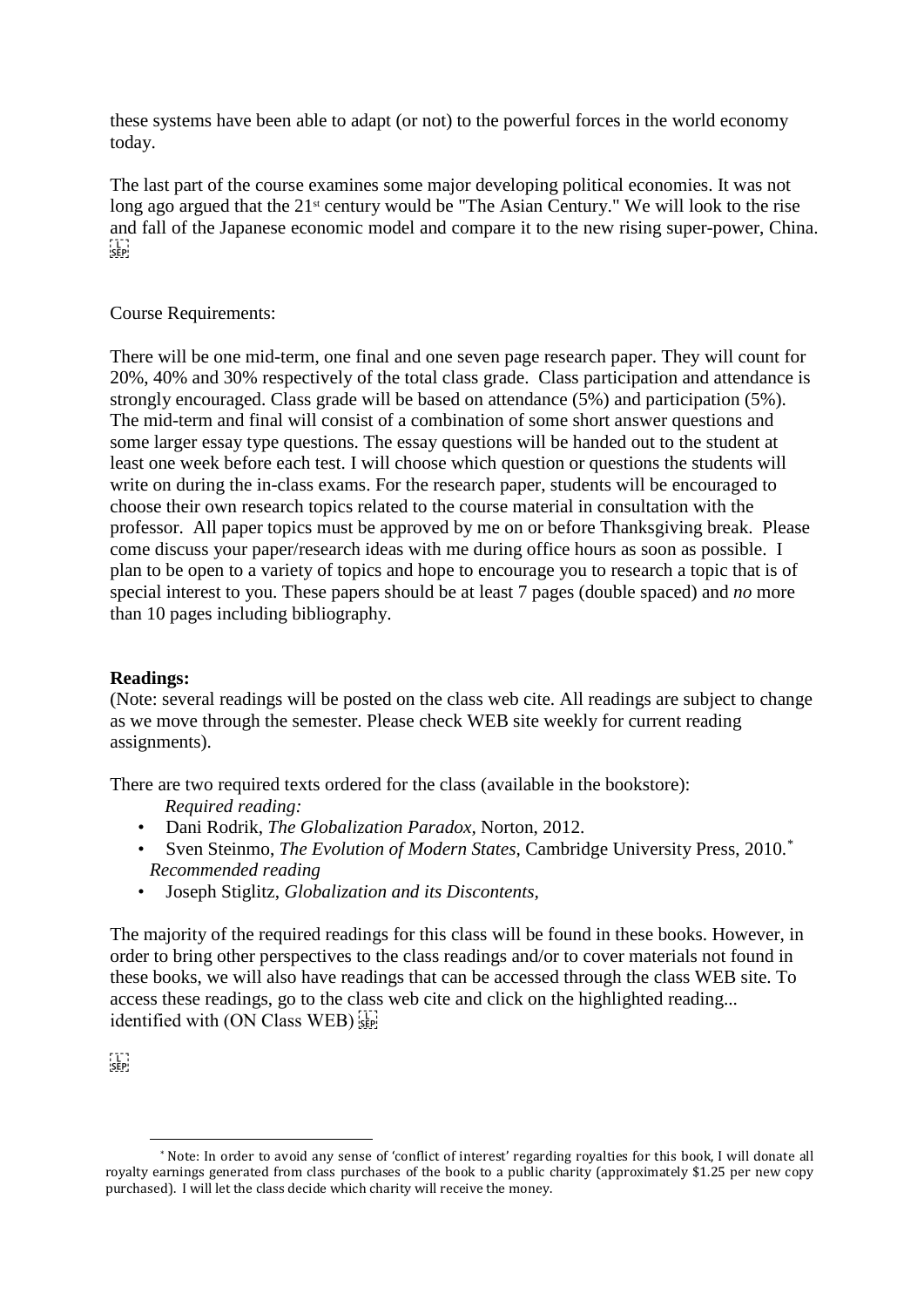these systems have been able to adapt (or not) to the powerful forces in the world economy today.

The last part of the course examines some major developing political economies. It was not long ago argued that the 21st century would be "The Asian Century." We will look to the rise and fall of the Japanese economic model and compare it to the new rising super-power, China.

Course Requirements:

There will be one mid-term, one final and one seven page research paper. They will count for 20%, 40% and 30% respectively of the total class grade. Class participation and attendance is strongly encouraged. Class grade will be based on attendance (5%) and participation (5%). The mid-term and final will consist of a combination of some short answer questions and some larger essay type questions. The essay questions will be handed out to the student at least one week before each test. I will choose which question or questions the students will write on during the in-class exams. For the research paper, students will be encouraged to choose their own research topics related to the course material in consultation with the professor. All paper topics must be approved by me on or before Thanksgiving break. Please come discuss your paper/research ideas with me during office hours as soon as possible. I plan to be open to a variety of topics and hope to encourage you to research a topic that is of special interest to you. These papers should be at least 7 pages (double spaced) and *no* more than 10 pages including bibliography.

**Readings:**

(Note: several readings will be posted on the class web cite. All readings are subject to change as we move through the semester. Please check WEB site weekly for current reading assignments).

There are two required texts ordered for the class (available in the bookstore):

*Required reading:*

- Dani Rodrik, *The Globalization Paradox*, Norton, 2012.
- Sven Steinmo, *The Evolution of Modern States*, Cambridge University Press, 2010.*

*Recommended reading*

- Joseph Stiglitz, *Globalization and its Discontents*,

The majority of the required readings for this class will be found in these books. However, in order to bring other perspectives to the class readings and/or to cover materials not found in these books, we will also have readings that can be accessed through the class WEB site. To access these readings, go to the class web cite and click on the highlighted reading... identified with (ON Class WEB)

* Note: In order to avoid any sense of 'conflict of interest' regarding royalties for this book, I will donate all royalty earnings generated from class purchases of the book to a public charity (approximately $1.25 per new copy purchased). I will let the class decide which charity will receive the money.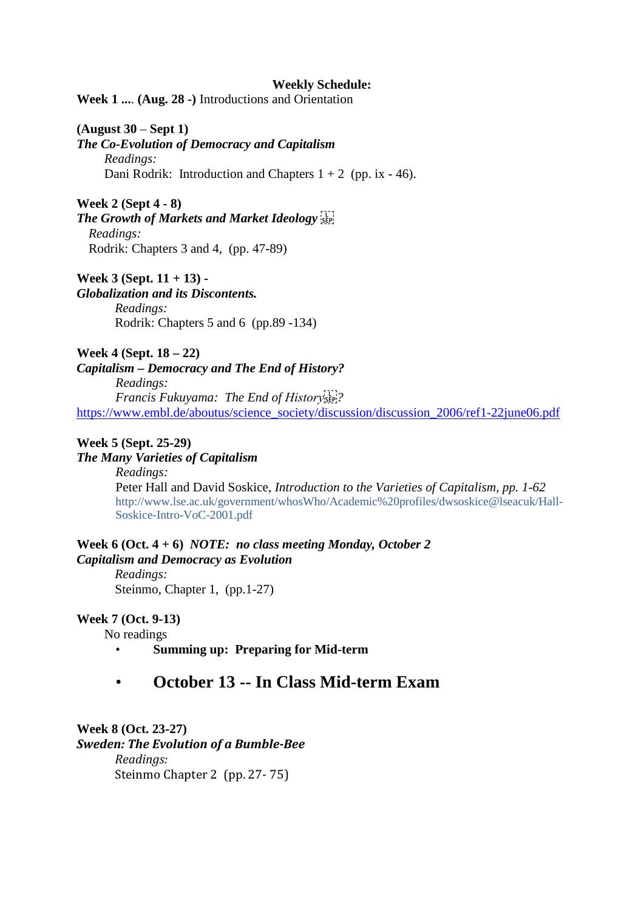**Weekly Schedule:**

**Week 1 .... (Aug. 28 -)** Introductions and Orientation

**(August 30 – Sept 1)**
***The Co-Evolution of Democracy and Capitalism***
*Readings:*
Dani Rodrik: Introduction and Chapters 1 + 2 (pp. ix - 46).

**Week 2 (Sept 4 - 8)**
***The Growth of Markets and Market Ideology***
*Readings:*
Rodrik: Chapters 3 and 4, (pp. 47-89)

**Week 3 (Sept. 11 + 13) -**
***Globalization and its Discontents.***
*Readings:*
Rodrik: Chapters 5 and 6 (pp.89 -134)

**Week 4 (Sept. 18 – 22)**
***Capitalism – Democracy and The End of History?***
*Readings:*
*Francis Fukuyama: The End of History?*
https://www.embl.de/aboutus/science_society/discussion/discussion_2006/ref1-22june06.pdf

**Week 5 (Sept. 25-29)**
***The Many Varieties of Capitalism***
*Readings:*
Peter Hall and David Soskice, *Introduction to the Varieties of Capitalism, pp. 1-62*
http://www.lse.ac.uk/government/whosWho/Academic%20profiles/dwsoskice@lseacuk/Hall-Soskice-Intro-VoC-2001.pdf

**Week 6 (Oct. 4 + 6)** ***NOTE: no class meeting Monday, October 2***
***Capitalism and Democracy as Evolution***
*Readings:*
Steinmo, Chapter 1, (pp.1-27)

**Week 7 (Oct. 9-13)**
No readings

- **Summing up: Preparing for Mid-term**
- **October 13 -- In Class Mid-term Exam**

**Week 8 (Oct. 23-27)**
***Sweden: The Evolution of a Bumble-Bee***
*Readings:*
Steinmo Chapter 2 (pp. 27- 75)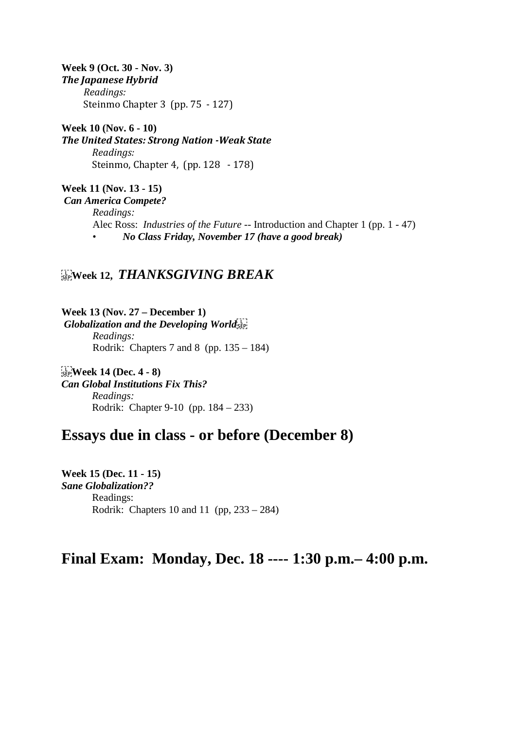**Week 9 (Oct. 30 - Nov. 3)**
***The Japanese Hybrid***

*Readings:*
Steinmo Chapter 3 (pp. 75 - 127)

**Week 10 (Nov. 6 - 10)**
***The United States: Strong Nation -Weak State***

*Readings:*
Steinmo, Chapter 4, (pp. 128 - 178)

**Week 11 (Nov. 13 - 15)**
***Can America Compete?***

*Readings:*
Alec Ross: *Industries of the Future* -- Introduction and Chapter 1 (pp. 1 - 47)

- ***No Class Friday, November 17 (have a good break)***

## **Week 12,** ***THANKSGIVING BREAK***

**Week 13 (Nov. 27 – December 1)**
***Globalization and the Developing World***

*Readings:*
Rodrik: Chapters 7 and 8 (pp. 135 – 184)

**Week 14 (Dec. 4 - 8)**
***Can Global Institutions Fix This?***

*Readings:*
Rodrik: Chapter 9-10 (pp. 184 – 233)

# Essays due in class - or before (December 8)

**Week 15 (Dec. 11 - 15)**
***Sane Globalization??***

Readings:
Rodrik: Chapters 10 and 11 (pp, 233 – 284)

# Final Exam: Monday, Dec. 18 ---- 1:30 p.m.– 4:00 p.m.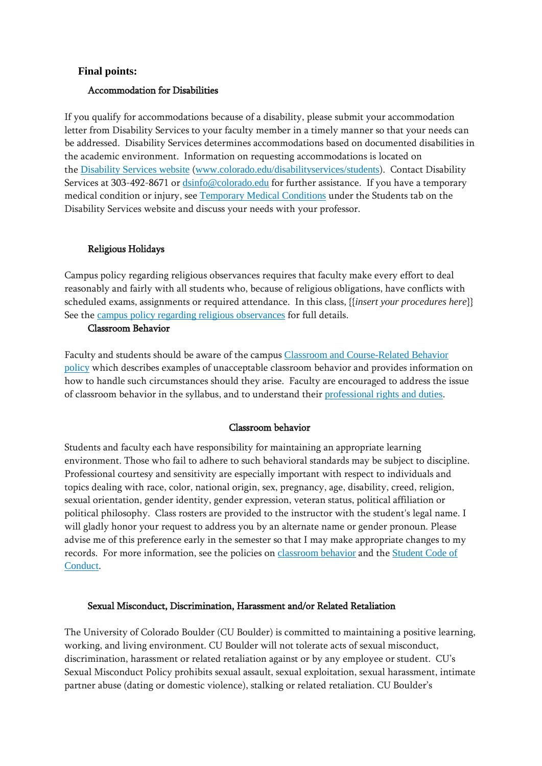**Final points:**

### Accommodation for Disabilities

If you qualify for accommodations because of a disability, please submit your accommodation letter from Disability Services to your faculty member in a timely manner so that your needs can be addressed. Disability Services determines accommodations based on documented disabilities in the academic environment. Information on requesting accommodations is located on the Disability Services website (www.colorado.edu/disabilityservices/students). Contact Disability Services at 303-492-8671 or dsinfo@colorado.edu for further assistance. If you have a temporary medical condition or injury, see Temporary Medical Conditions under the Students tab on the Disability Services website and discuss your needs with your professor.

### Religious Holidays

Campus policy regarding religious observances requires that faculty make every effort to deal reasonably and fairly with all students who, because of religious obligations, have conflicts with scheduled exams, assignments or required attendance. In this class, {{*insert your procedures here*}} See the campus policy regarding religious observances for full details.

### Classroom Behavior

Faculty and students should be aware of the campus Classroom and Course-Related Behavior policy which describes examples of unacceptable classroom behavior and provides information on how to handle such circumstances should they arise. Faculty are encouraged to address the issue of classroom behavior in the syllabus, and to understand their professional rights and duties.

### Classroom behavior

Students and faculty each have responsibility for maintaining an appropriate learning environment. Those who fail to adhere to such behavioral standards may be subject to discipline. Professional courtesy and sensitivity are especially important with respect to individuals and topics dealing with race, color, national origin, sex, pregnancy, age, disability, creed, religion, sexual orientation, gender identity, gender expression, veteran status, political affiliation or political philosophy. Class rosters are provided to the instructor with the student's legal name. I will gladly honor your request to address you by an alternate name or gender pronoun. Please advise me of this preference early in the semester so that I may make appropriate changes to my records. For more information, see the policies on classroom behavior and the Student Code of Conduct.

### Sexual Misconduct, Discrimination, Harassment and/or Related Retaliation

The University of Colorado Boulder (CU Boulder) is committed to maintaining a positive learning, working, and living environment. CU Boulder will not tolerate acts of sexual misconduct, discrimination, harassment or related retaliation against or by any employee or student. CU's Sexual Misconduct Policy prohibits sexual assault, sexual exploitation, sexual harassment, intimate partner abuse (dating or domestic violence), stalking or related retaliation. CU Boulder's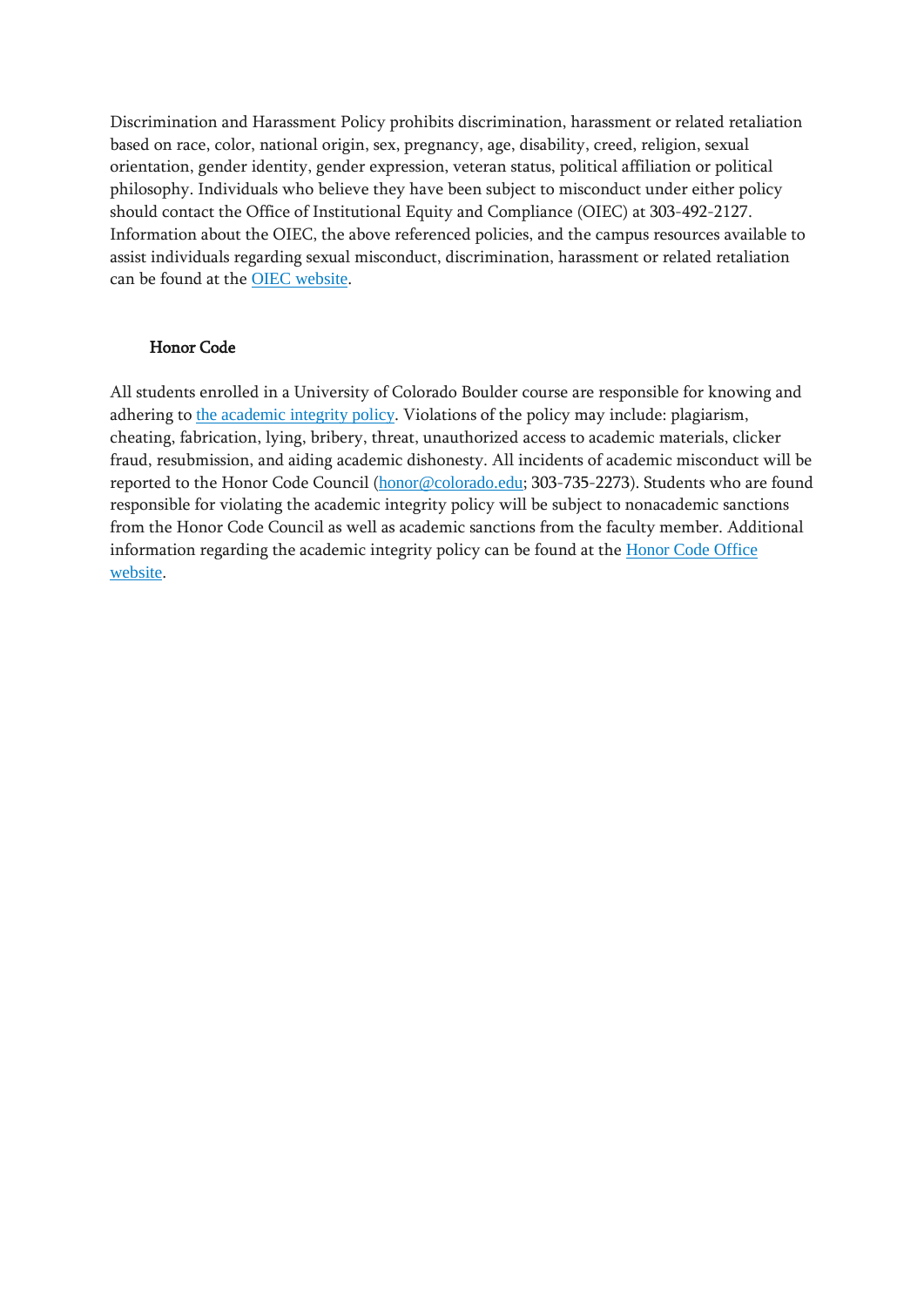Discrimination and Harassment Policy prohibits discrimination, harassment or related retaliation based on race, color, national origin, sex, pregnancy, age, disability, creed, religion, sexual orientation, gender identity, gender expression, veteran status, political affiliation or political philosophy. Individuals who believe they have been subject to misconduct under either policy should contact the Office of Institutional Equity and Compliance (OIEC) at 303-492-2127. Information about the OIEC, the above referenced policies, and the campus resources available to assist individuals regarding sexual misconduct, discrimination, harassment or related retaliation can be found at the OIEC website.

### Honor Code

All students enrolled in a University of Colorado Boulder course are responsible for knowing and adhering to the academic integrity policy. Violations of the policy may include: plagiarism, cheating, fabrication, lying, bribery, threat, unauthorized access to academic materials, clicker fraud, resubmission, and aiding academic dishonesty. All incidents of academic misconduct will be reported to the Honor Code Council (honor@colorado.edu; 303-735-2273). Students who are found responsible for violating the academic integrity policy will be subject to nonacademic sanctions from the Honor Code Council as well as academic sanctions from the faculty member. Additional information regarding the academic integrity policy can be found at the Honor Code Office website.